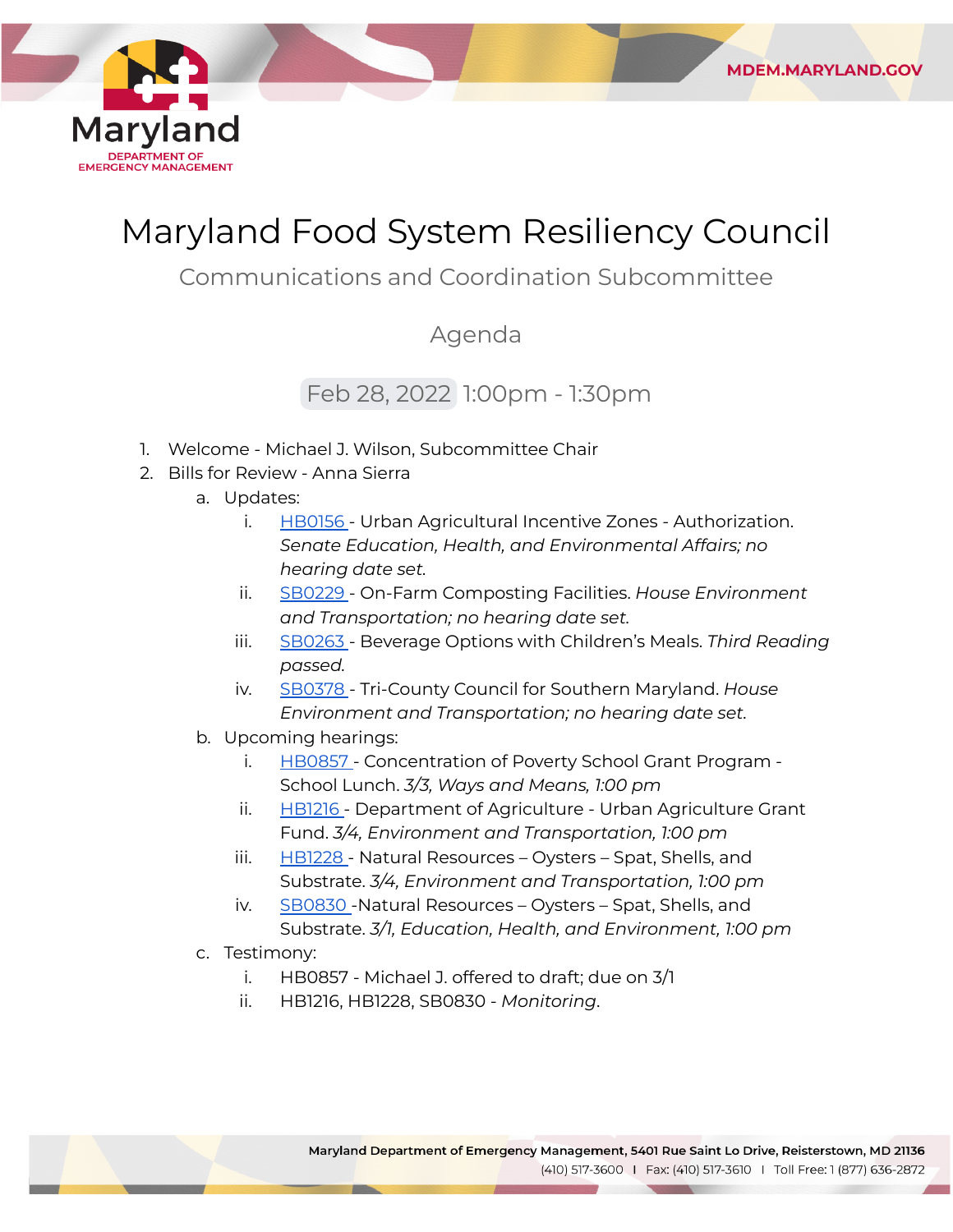Maryland
DEPARTMENT OF EMERGENCY MANAGEMENT

MDEM.MARYLAND.GOV

# Maryland Food System Resiliency Council

## Communications and Coordination Subcommittee

### Agenda

Feb 28, 2022 1:00pm - 1:30pm

1. Welcome - Michael J. Wilson, Subcommittee Chair
2. Bills for Review - Anna Sierra
   a. Updates:
      i. HB0156 - Urban Agricultural Incentive Zones - Authorization. *Senate Education, Health, and Environmental Affairs; no hearing date set.*
      ii. SB0229 - On-Farm Composting Facilities. *House Environment and Transportation; no hearing date set.*
      iii. SB0263 - Beverage Options with Children's Meals. *Third Reading passed.*
      iv. SB0378 - Tri-County Council for Southern Maryland. *House Environment and Transportation; no hearing date set.*
   b. Upcoming hearings:
      i. HB0857 - Concentration of Poverty School Grant Program - School Lunch. *3/3, Ways and Means, 1:00 pm*
      ii. HB1216 - Department of Agriculture - Urban Agriculture Grant Fund. *3/4, Environment and Transportation, 1:00 pm*
      iii. HB1228 - Natural Resources – Oysters – Spat, Shells, and Substrate. *3/4, Environment and Transportation, 1:00 pm*
      iv. SB0830 -Natural Resources – Oysters – Spat, Shells, and Substrate. *3/1, Education, Health, and Environment, 1:00 pm*
   c. Testimony:
      i. HB0857 - Michael J. offered to draft; due on 3/1
      ii. HB1216, HB1228, SB0830 - *Monitoring*.

Maryland Department of Emergency Management, 5401 Rue Saint Lo Drive, Reisterstown, MD 21136
(410) 517-3600 | Fax: (410) 517-3610 | Toll Free: 1 (877) 636-2872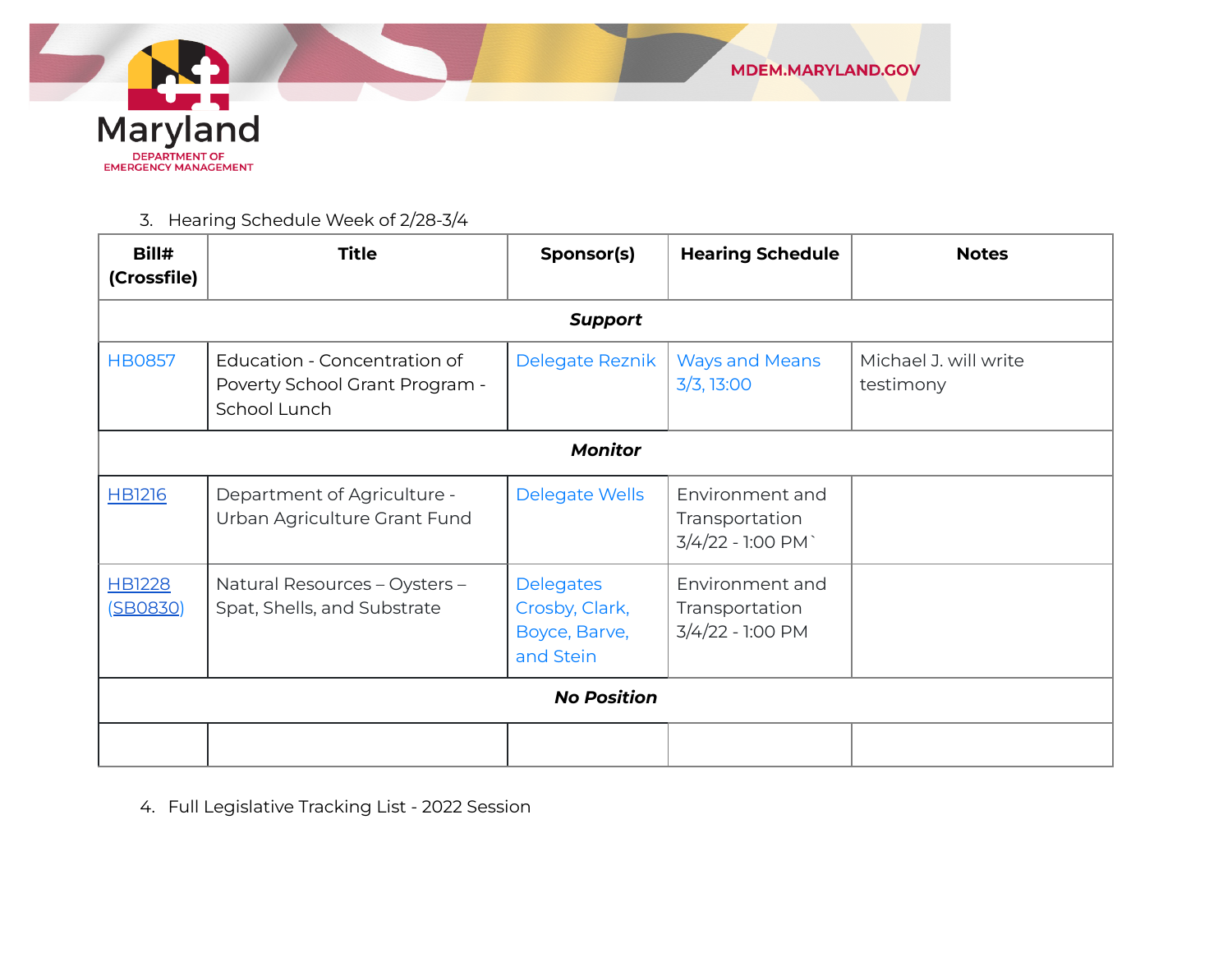3. Hearing Schedule Week of 2/28-3/4

| Bill# (Crossfile) | Title | Sponsor(s) | Hearing Schedule | Notes |
|---|---|---|---|---|
| | | ***Support*** | | |
| HB0857 | Education - Concentration of Poverty School Grant Program - School Lunch | Delegate Reznik | Ways and Means 3/3, 13:00 | Michael J. will write testimony |
| | | ***Monitor*** | | |
| HB1216 | Department of Agriculture - Urban Agriculture Grant Fund | Delegate Wells | Environment and Transportation 3/4/22 - 1:00 PM` | |
| HB1228 (SB0830) | Natural Resources – Oysters – Spat, Shells, and Substrate | Delegates Crosby, Clark, Boyce, Barve, and Stein | Environment and Transportation 3/4/22 - 1:00 PM | |
| | | ***No Position*** | | |
| | | | | |

4. Full Legislative Tracking List - 2022 Session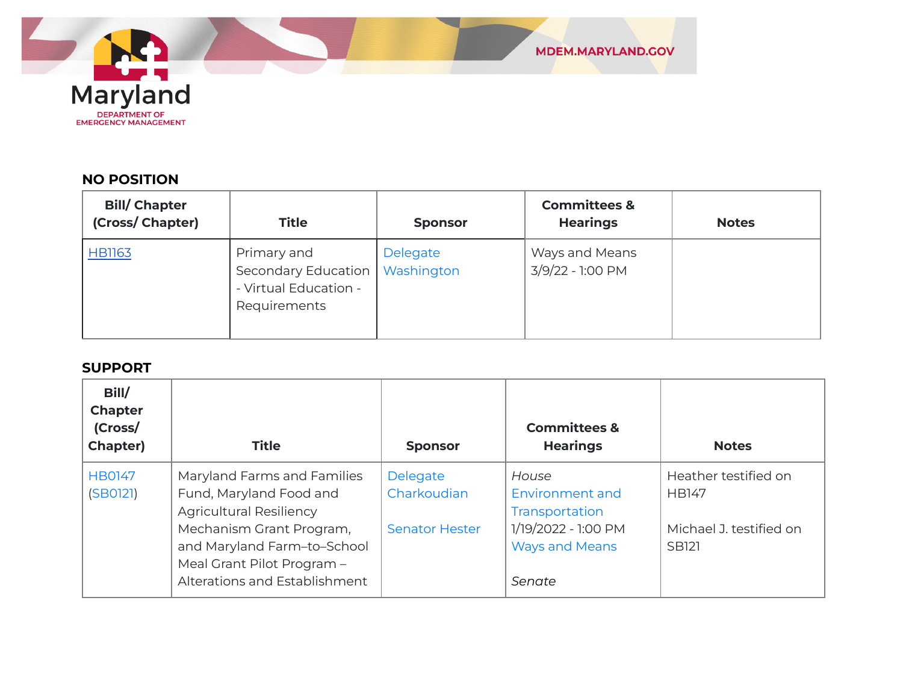## NO POSITION

| Bill/ Chapter (Cross/ Chapter) | Title | Sponsor | Committees & Hearings | Notes |
|---|---|---|---|---|
| HB1163 | Primary and Secondary Education - Virtual Education - Requirements | Delegate Washington | Ways and Means 3/9/22 - 1:00 PM | |

## SUPPORT

| Bill/ Chapter (Cross/ Chapter) | Title | Sponsor | Committees & Hearings | Notes |
|---|---|---|---|---|
| HB0147 (SB0121) | Maryland Farms and Families Fund, Maryland Food and Agricultural Resiliency Mechanism Grant Program, and Maryland Farm–to–School Meal Grant Pilot Program – Alterations and Establishment | Delegate Charkoudian<br><br>Senator Hester | *House*<br>Environment and Transportation<br>1/19/2022 - 1:00 PM<br>Ways and Means<br><br>*Senate* | Heather testified on HB147<br><br>Michael J. testified on SB121 |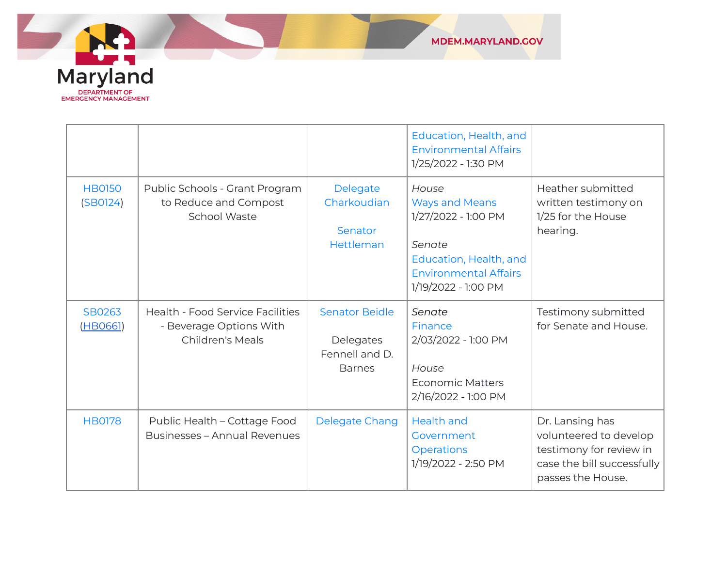| | | | Education, Health, and Environmental Affairs<br>1/25/2022 - 1:30 PM | |
|---|---|---|---|---|
| HB0150<br>(SB0124) | Public Schools - Grant Program to Reduce and Compost School Waste | Delegate Charkoudian<br><br>Senator Hettleman | *House*<br>Ways and Means<br>1/27/2022 - 1:00 PM<br><br>*Senate*<br>Education, Health, and Environmental Affairs<br>1/19/2022 - 1:00 PM | Heather submitted written testimony on 1/25 for the House hearing. |
| SB0263<br>(HB0661) | Health - Food Service Facilities - Beverage Options With Children's Meals | Senator Beidle<br><br>Delegates Fennell and D. Barnes | *Senate*<br>Finance<br>2/03/2022 - 1:00 PM<br><br>*House*<br>Economic Matters<br>2/16/2022 - 1:00 PM | Testimony submitted for Senate and House. |
| HB0178 | Public Health – Cottage Food Businesses – Annual Revenues | Delegate Chang | Health and Government Operations<br>1/19/2022 - 2:50 PM | Dr. Lansing has volunteered to develop testimony for review in case the bill successfully passes the House. |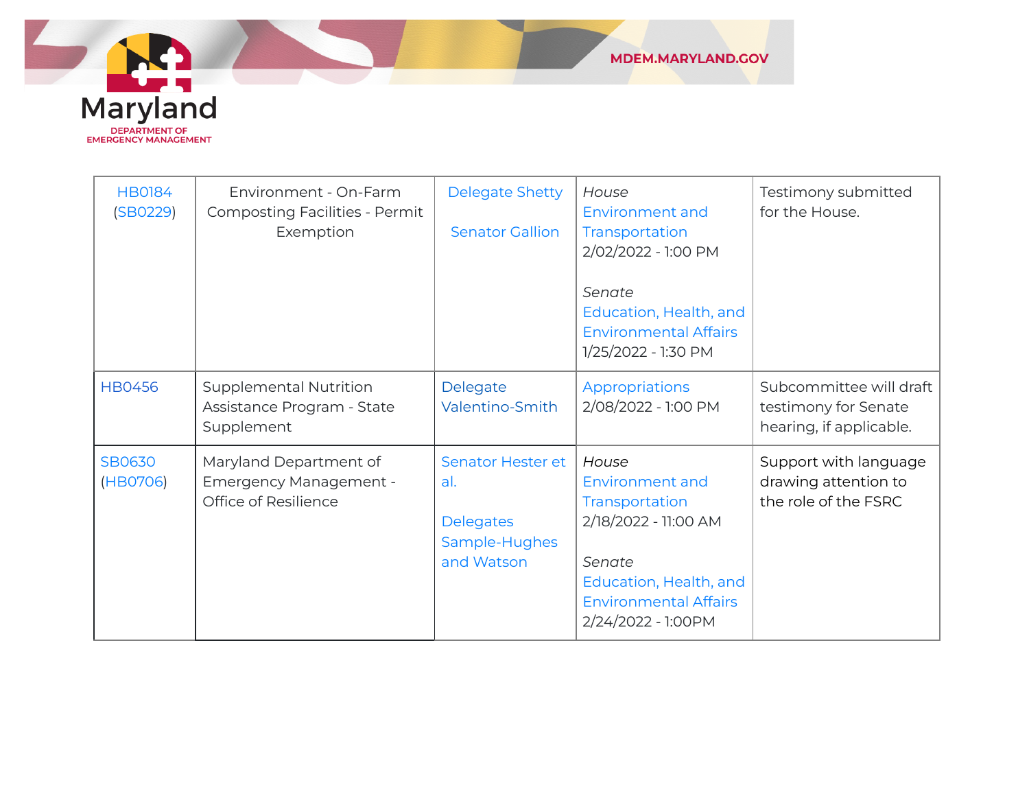| HB0184 (SB0229) | Environment - On-Farm Composting Facilities - Permit Exemption | Delegate Shetty<br><br>Senator Gallion | *House*<br>Environment and Transportation<br>2/02/2022 - 1:00 PM<br><br>*Senate*<br>Education, Health, and Environmental Affairs<br>1/25/2022 - 1:30 PM | Testimony submitted for the House. |
|---|---|---|---|---|
| HB0456 | Supplemental Nutrition Assistance Program - State Supplement | Delegate Valentino-Smith | Appropriations<br>2/08/2022 - 1:00 PM | Subcommittee will draft testimony for Senate hearing, if applicable. |
| SB0630 (HB0706) | Maryland Department of Emergency Management - Office of Resilience | Senator Hester et al.<br><br>Delegates Sample-Hughes and Watson | *House*<br>Environment and Transportation<br>2/18/2022 - 11:00 AM<br><br>*Senate*<br>Education, Health, and Environmental Affairs<br>2/24/2022 - 1:00PM | Support with language drawing attention to the role of the FSRC |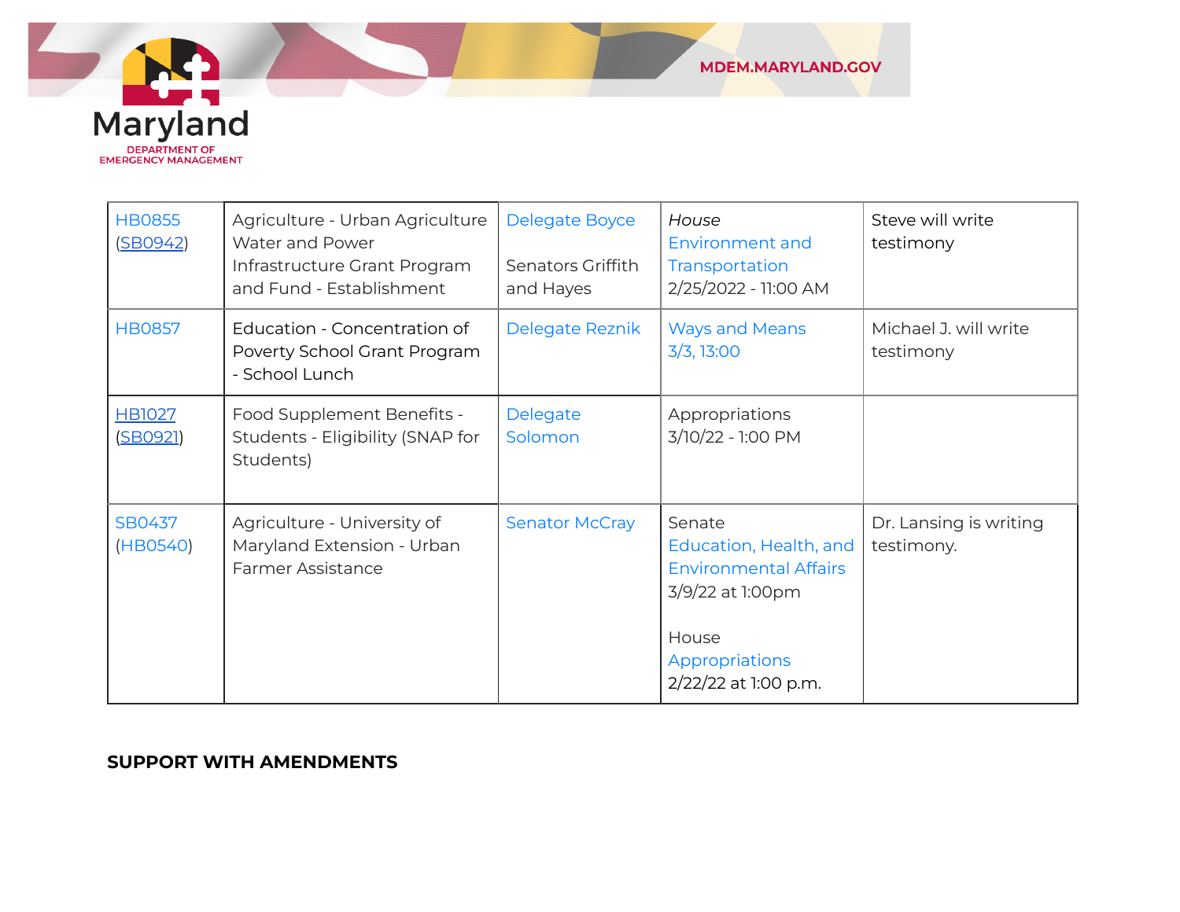| HB0855 (SB0942) | Agriculture - Urban Agriculture Water and Power Infrastructure Grant Program and Fund - Establishment | Delegate Boyce<br><br>Senators Griffith and Hayes | *House* Environment and Transportation 2/25/2022 - 11:00 AM | Steve will write testimony |
|---|---|---|---|---|
| HB0857 | Education - Concentration of Poverty School Grant Program - School Lunch | Delegate Reznik | Ways and Means 3/3, 13:00 | Michael J. will write testimony |
| HB1027 (SB0921) | Food Supplement Benefits - Students - Eligibility (SNAP for Students) | Delegate Solomon | Appropriations 3/10/22 - 1:00 PM | |
| SB0437 (HB0540) | Agriculture - University of Maryland Extension - Urban Farmer Assistance | Senator McCray | Senate Education, Health, and Environmental Affairs 3/9/22 at 1:00pm<br><br>House Appropriations 2/22/22 at 1:00 p.m. | Dr. Lansing is writing testimony. |

**SUPPORT WITH AMENDMENTS**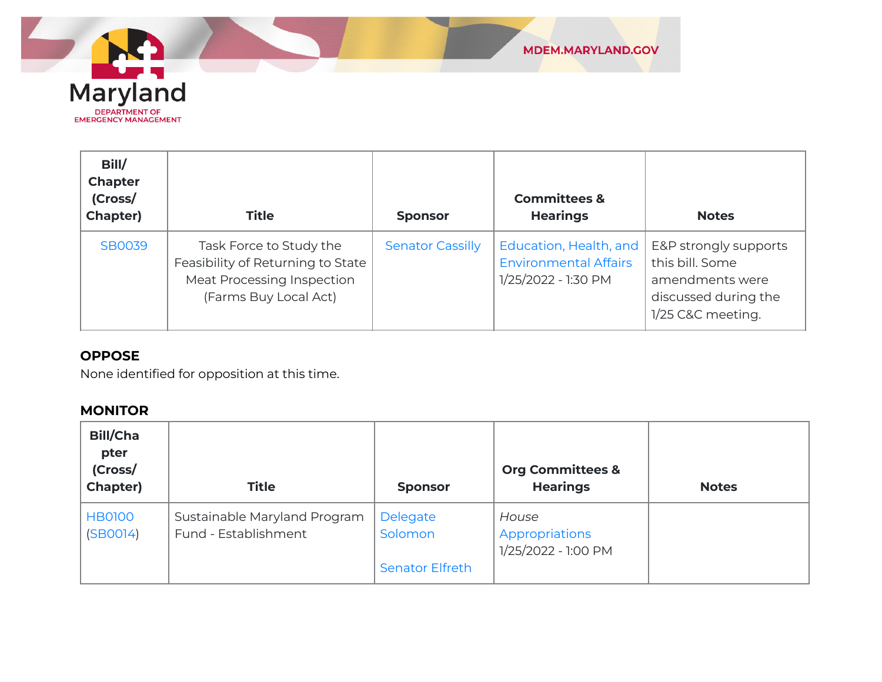| Bill/ Chapter (Cross/ Chapter) | Title | Sponsor | Committees & Hearings | Notes |
|---|---|---|---|---|
| SB0039 | Task Force to Study the Feasibility of Returning to State Meat Processing Inspection (Farms Buy Local Act) | Senator Cassilly | Education, Health, and Environmental Affairs 1/25/2022 - 1:30 PM | E&P strongly supports this bill. Some amendments were discussed during the 1/25 C&C meeting. |

**OPPOSE**

None identified for opposition at this time.

**MONITOR**

| Bill/Chapter (Cross/ Chapter) | Title | Sponsor | Org Committees & Hearings | Notes |
|---|---|---|---|---|
| HB0100 (SB0014) | Sustainable Maryland Program Fund - Establishment | Delegate Solomon<br><br>Senator Elfreth | *House* Appropriations 1/25/2022 - 1:00 PM | |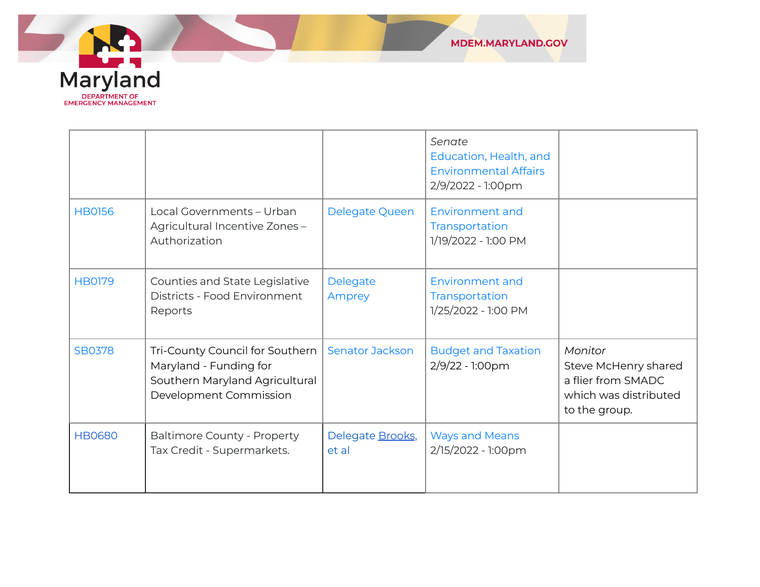| | | | | |
|---|---|---|---|---|
| | | | *Senate* Education, Health, and Environmental Affairs 2/9/2022 - 1:00pm | |
| HB0156 | Local Governments – Urban Agricultural Incentive Zones – Authorization | Delegate Queen | Environment and Transportation 1/19/2022 - 1:00 PM | |
| HB0179 | Counties and State Legislative Districts - Food Environment Reports | Delegate Amprey | Environment and Transportation 1/25/2022 - 1:00 PM | |
| SB0378 | Tri-County Council for Southern Maryland - Funding for Southern Maryland Agricultural Development Commission | Senator Jackson | Budget and Taxation 2/9/22 - 1:00pm | *Monitor* Steve McHenry shared a flier from SMADC which was distributed to the group. |
| HB0680 | Baltimore County - Property Tax Credit - Supermarkets. | Delegate Brooks, et al | Ways and Means 2/15/2022 - 1:00pm | |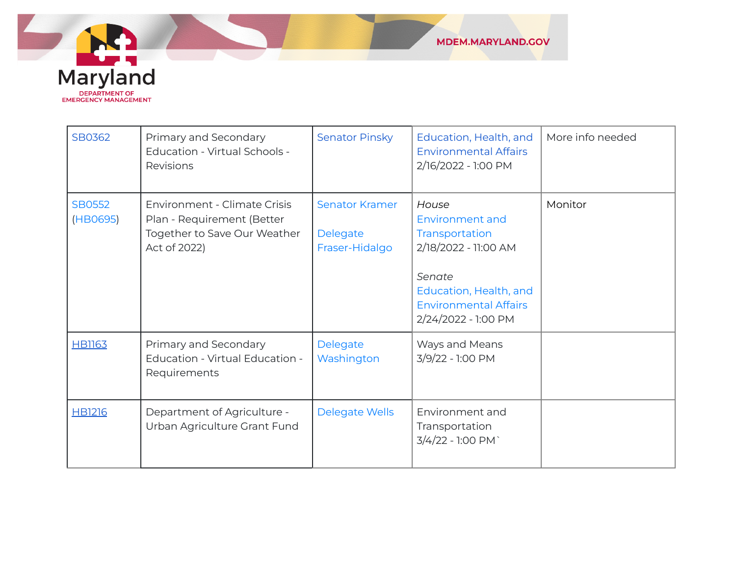| SB0362 | Primary and Secondary Education - Virtual Schools - Revisions | Senator Pinsky | Education, Health, and Environmental Affairs 2/16/2022 - 1:00 PM | More info needed |
|---|---|---|---|---|
| SB0552 (HB0695) | Environment - Climate Crisis Plan - Requirement (Better Together to Save Our Weather Act of 2022) | Senator Kramer<br><br>Delegate Fraser-Hidalgo | *House* Environment and Transportation 2/18/2022 - 11:00 AM<br><br>*Senate* Education, Health, and Environmental Affairs 2/24/2022 - 1:00 PM | Monitor |
| HB1163 | Primary and Secondary Education - Virtual Education - Requirements | Delegate Washington | Ways and Means 3/9/22 - 1:00 PM | |
| HB1216 | Department of Agriculture - Urban Agriculture Grant Fund | Delegate Wells | Environment and Transportation 3/4/22 - 1:00 PM` | |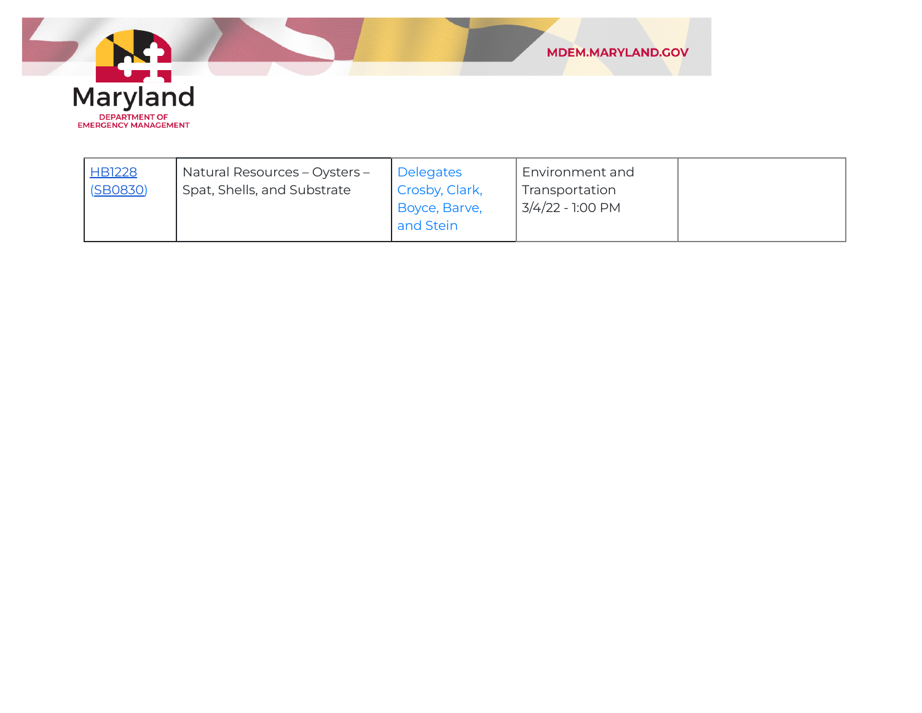| | | | | |
|---|---|---|---|---|
| HB1228 (SB0830) | Natural Resources – Oysters – Spat, Shells, and Substrate | Delegates Crosby, Clark, Boyce, Barve, and Stein | Environment and Transportation 3/4/22 - 1:00 PM | |